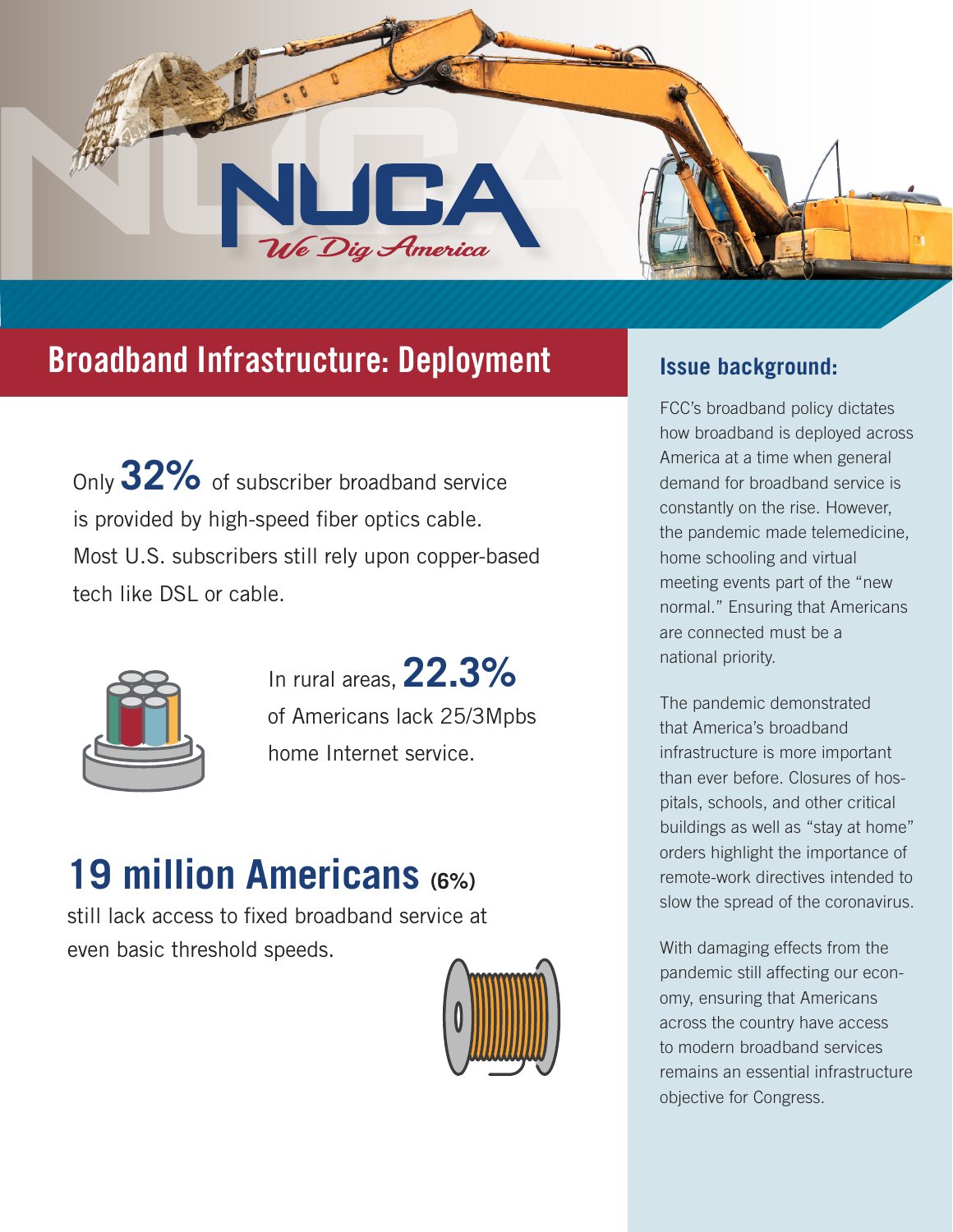# NUCA

*We Dig America*

## Broadband Infrastructure: Deployment

Only **32%** of subscriber broadband service is provided by high-speed fiber optics cable. Most U.S. subscribers still rely upon copper-based tech like DSL or cable.

In rural areas, **22.3%** of Americans lack 25/3Mpbs home Internet service.

## 19 million Americans (6%)

still lack access to fixed broadband service at even basic threshold speeds.

### Issue background:

FCC's broadband policy dictates how broadband is deployed across America at a time when general demand for broadband service is constantly on the rise. However, the pandemic made telemedicine, home schooling and virtual meeting events part of the "new normal." Ensuring that Americans are connected must be a national priority.

The pandemic demonstrated that America's broadband infrastructure is more important than ever before. Closures of hospitals, schools, and other critical buildings as well as "stay at home" orders highlight the importance of remote-work directives intended to slow the spread of the coronavirus.

With damaging effects from the pandemic still affecting our economy, ensuring that Americans across the country have access to modern broadband services remains an essential infrastructure objective for Congress.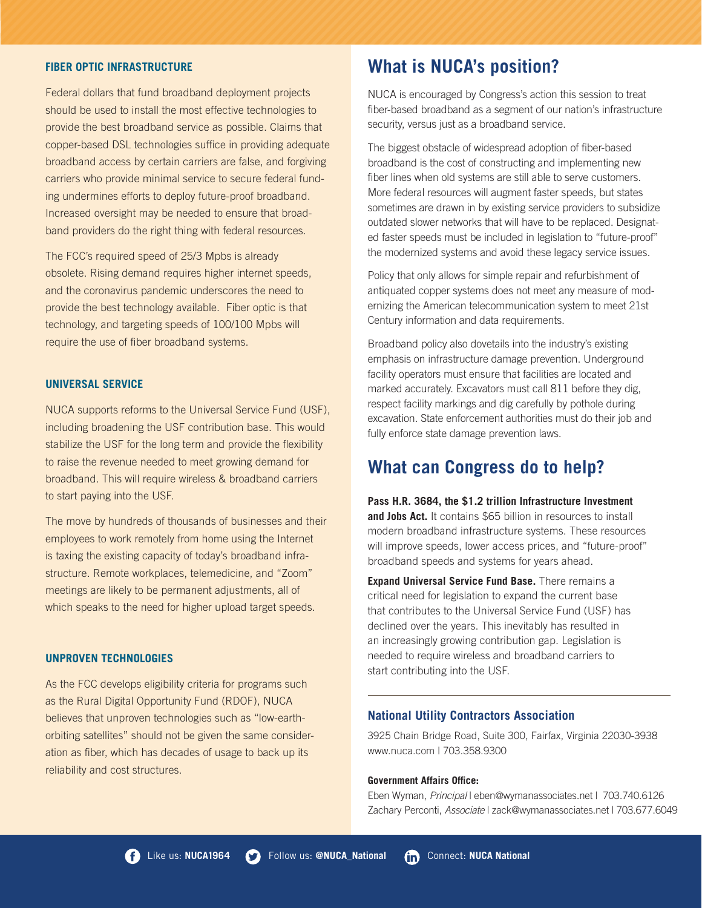### FIBER OPTIC INFRASTRUCTURE

Federal dollars that fund broadband deployment projects should be used to install the most effective technologies to provide the best broadband service as possible. Claims that copper-based DSL technologies suffice in providing adequate broadband access by certain carriers are false, and forgiving carriers who provide minimal service to secure federal funding undermines efforts to deploy future-proof broadband. Increased oversight may be needed to ensure that broadband providers do the right thing with federal resources.

The FCC's required speed of 25/3 Mpbs is already obsolete. Rising demand requires higher internet speeds, and the coronavirus pandemic underscores the need to provide the best technology available. Fiber optic is that technology, and targeting speeds of 100/100 Mpbs will require the use of fiber broadband systems.

### UNIVERSAL SERVICE

NUCA supports reforms to the Universal Service Fund (USF), including broadening the USF contribution base. This would stabilize the USF for the long term and provide the flexibility to raise the revenue needed to meet growing demand for broadband. This will require wireless & broadband carriers to start paying into the USF.

The move by hundreds of thousands of businesses and their employees to work remotely from home using the Internet is taxing the existing capacity of today's broadband infrastructure. Remote workplaces, telemedicine, and "Zoom" meetings are likely to be permanent adjustments, all of which speaks to the need for higher upload target speeds.

### UNPROVEN TECHNOLOGIES

As the FCC develops eligibility criteria for programs such as the Rural Digital Opportunity Fund (RDOF), NUCA believes that unproven technologies such as "low-earth-orbiting satellites" should not be given the same consideration as fiber, which has decades of usage to back up its reliability and cost structures.

## What is NUCA's position?

NUCA is encouraged by Congress's action this session to treat fiber-based broadband as a segment of our nation's infrastructure security, versus just as a broadband service.

The biggest obstacle of widespread adoption of fiber-based broadband is the cost of constructing and implementing new fiber lines when old systems are still able to serve customers. More federal resources will augment faster speeds, but states sometimes are drawn in by existing service providers to subsidize outdated slower networks that will have to be replaced. Designated faster speeds must be included in legislation to "future-proof" the modernized systems and avoid these legacy service issues.

Policy that only allows for simple repair and refurbishment of antiquated copper systems does not meet any measure of modernizing the American telecommunication system to meet 21st Century information and data requirements.

Broadband policy also dovetails into the industry's existing emphasis on infrastructure damage prevention. Underground facility operators must ensure that facilities are located and marked accurately. Excavators must call 811 before they dig, respect facility markings and dig carefully by pothole during excavation. State enforcement authorities must do their job and fully enforce state damage prevention laws.

## What can Congress do to help?

**Pass H.R. 3684, the $1.2 trillion Infrastructure Investment and Jobs Act.** It contains $65 billion in resources to install modern broadband infrastructure systems. These resources will improve speeds, lower access prices, and "future-proof" broadband speeds and systems for years ahead.

**Expand Universal Service Fund Base.** There remains a critical need for legislation to expand the current base that contributes to the Universal Service Fund (USF) has declined over the years. This inevitably has resulted in an increasingly growing contribution gap. Legislation is needed to require wireless and broadband carriers to start contributing into the USF.

---

### National Utility Contractors Association

3925 Chain Bridge Road, Suite 300, Fairfax, Virginia 22030-3938
www.nuca.com | 703.358.9300

**Government Affairs Office:**

Eben Wyman, *Principal* | eben@wymanassociates.net | 703.740.6126
Zachary Perconti, *Associate* | zack@wymanassociates.net | 703.677.6049

Like us: **NUCA1964** Follow us: **@NUCA_National** Connect: **NUCA National**